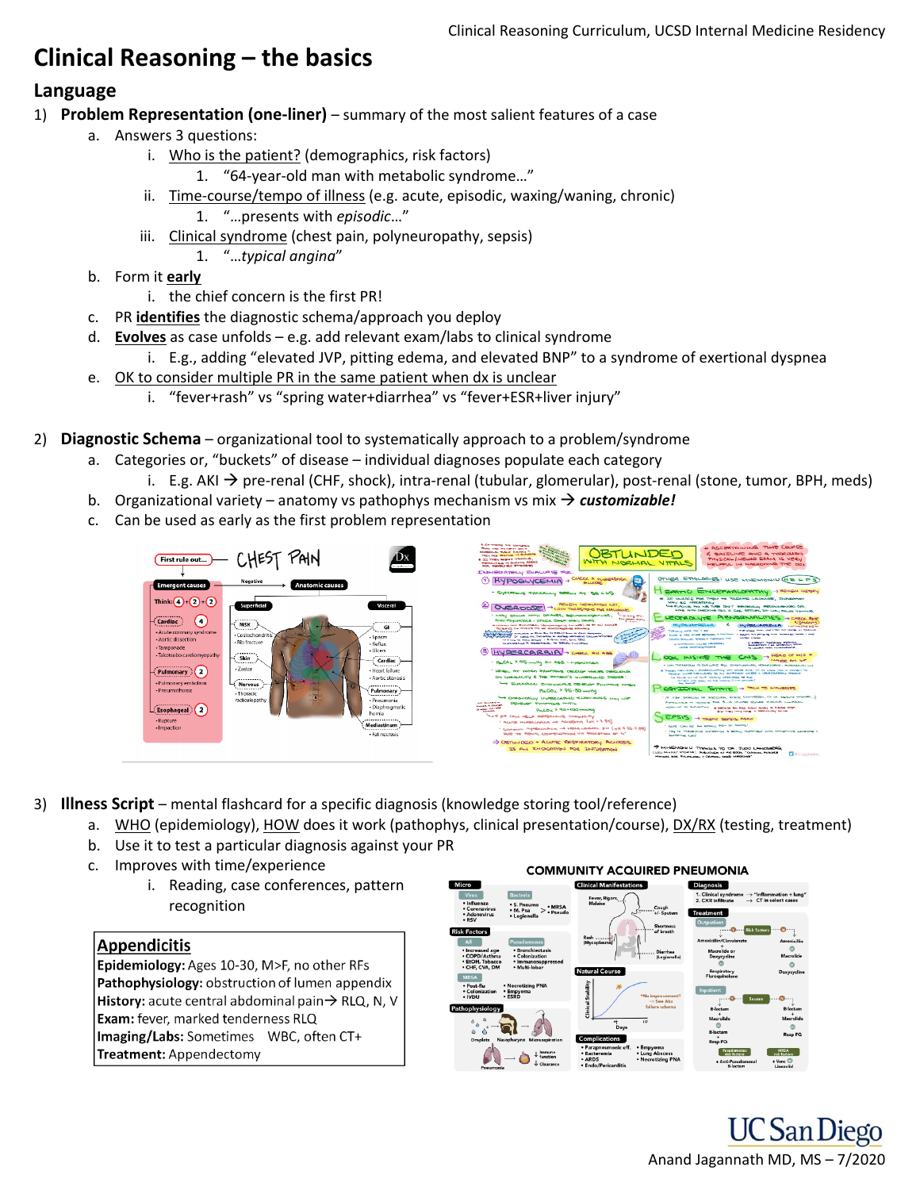# Clinical Reasoning – the basics

## Language

1) **Problem Representation (one-liner)** – summary of the most salient features of a case
   a. Answers 3 questions:
      i. Who is the patient? (demographics, risk factors)
         1. "64-year-old man with metabolic syndrome…"
      ii. Time-course/tempo of illness (e.g. acute, episodic, waxing/waning, chronic)
         1. "…presents with *episodic*…"
      iii. Clinical syndrome (chest pain, polyneuropathy, sepsis)
         1. "…*typical angina*"
   b. Form it **early**
      i. the chief concern is the first PR!
   c. PR **identifies** the diagnostic schema/approach you deploy
   d. **Evolves** as case unfolds – e.g. add relevant exam/labs to clinical syndrome
      i. E.g., adding "elevated JVP, pitting edema, and elevated BNP" to a syndrome of exertional dyspnea
   e. OK to consider multiple PR in the same patient when dx is unclear
      i. "fever+rash" vs "spring water+diarrhea" vs "fever+ESR+liver injury"

2) **Diagnostic Schema** – organizational tool to systematically approach to a problem/syndrome
   a. Categories or, "buckets" of disease – individual diagnoses populate each category
      i. E.g. AKI → pre-renal (CHF, shock), intra-renal (tubular, glomerular), post-renal (stone, tumor, BPH, meds)
   b. Organizational variety – anatomy vs pathophys mechanism vs mix → ***customizable!***
   c. Can be used as early as the first problem representation

3) **Illness Script** – mental flashcard for a specific diagnosis (knowledge storing tool/reference)
   a. WHO (epidemiology), HOW does it work (pathophys, clinical presentation/course), DX/RX (testing, treatment)
   b. Use it to test a particular diagnosis against your PR
   c. Improves with time/experience
      i. Reading, case conferences, pattern recognition

**Appendicitis**
**Epidemiology:** Ages 10-30, M>F, no other RFs
**Pathophysiology:** obstruction of lumen appendix
**History:** acute central abdominal pain→ RLQ, N, V
**Exam:** fever, marked tenderness RLQ
**Imaging/Labs:** Sometimes WBC, often CT+
**Treatment:** Appendectomy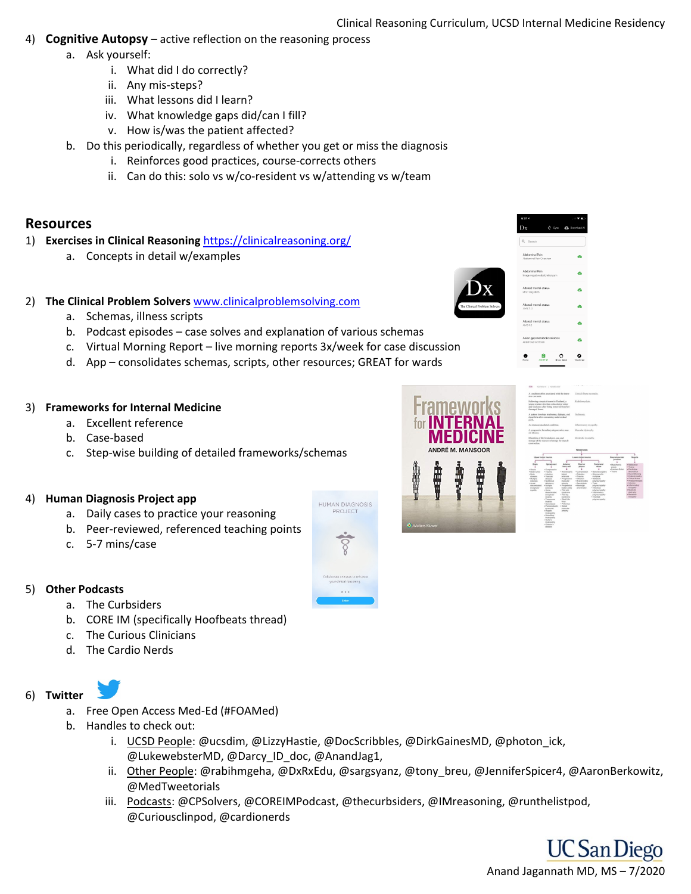4) **Cognitive Autopsy** – active reflection on the reasoning process
   a. Ask yourself:
      i. What did I do correctly?
      ii. Any mis-steps?
      iii. What lessons did I learn?
      iv. What knowledge gaps did/can I fill?
      v. How is/was the patient affected?
   b. Do this periodically, regardless of whether you get or miss the diagnosis
      i. Reinforces good practices, course-corrects others
      ii. Can do this: solo vs w/co-resident vs w/attending vs w/team

## Resources

1) **Exercises in Clinical Reasoning** https://clinicalreasoning.org/
   a. Concepts in detail w/examples

2) **The Clinical Problem Solvers** www.clinicalproblemsolving.com
   a. Schemas, illness scripts
   b. Podcast episodes – case solves and explanation of various schemas
   c. Virtual Morning Report – live morning reports 3x/week for case discussion
   d. App – consolidates schemas, scripts, other resources; GREAT for wards

3) **Frameworks for Internal Medicine**
   a. Excellent reference
   b. Case-based
   c. Step-wise building of detailed frameworks/schemas

4) **Human Diagnosis Project app**
   a. Daily cases to practice your reasoning
   b. Peer-reviewed, referenced teaching points
   c. 5-7 mins/case

5) **Other Podcasts**
   a. The Curbsiders
   b. CORE IM (specifically Hoofbeats thread)
   c. The Curious Clinicians
   d. The Cardio Nerds

6) **Twitter**
   a. Free Open Access Med-Ed (#FOAMed)
   b. Handles to check out:
      i. UCSD People: @ucsdim, @LizzyHastie, @DocScribbles, @DirkGainesMD, @photon_ick, @LukewebsterMD, @Darcy_ID_doc, @AnandJag1,
      ii. Other People: @rabihmgeha, @DxRxEdu, @sargsyanz, @tony_breu, @JenniferSpicer4, @AaronBerkowitz, @MedTweetorials
      iii. Podcasts: @CPSolvers, @COREIMPodcast, @thecurbsiders, @IMreasoning, @runthelistpod, @Curiousclinpod, @cardionerds

UC San Diego

Anand Jagannath MD, MS – 7/2020